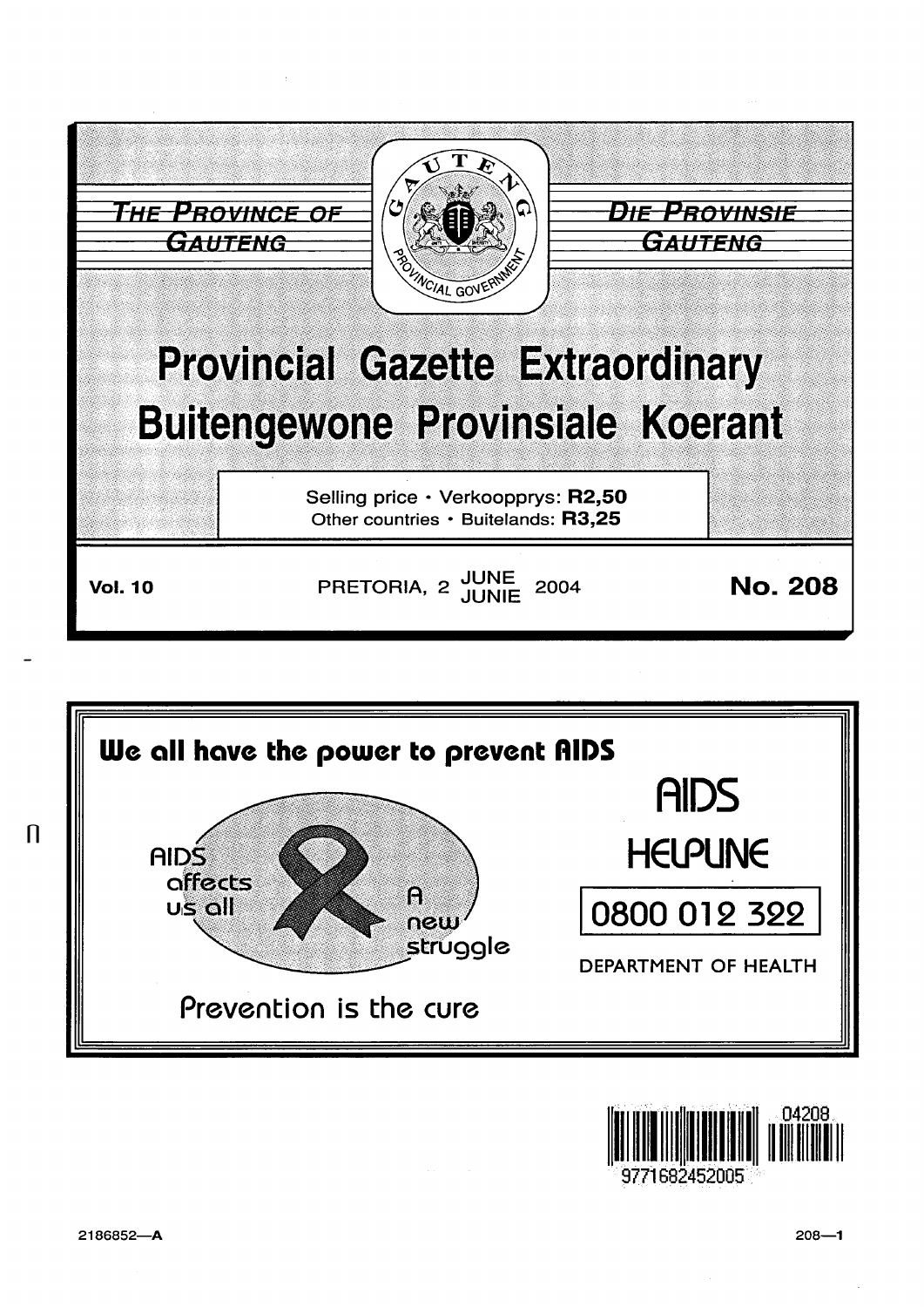THE PROVINCE OF GAUTENG

DIE PROVINSIE GAUTENG

# Provincial Gazette Extraordinary
# Buitengewone Provinsiale Koerant

Selling price • Verkoopprys: **R2,50**
Other countries • Buitelands: **R3,25**

**Vol. 10** PRETORIA, 2 JUNE JUNIE 2004 **No. 208**

**We all have the power to prevent AIDS**

AIDS affects us all

A new struggle

Prevention is the cure

AIDS HELPLINE

0800 012 322

DEPARTMENT OF HEALTH

2186852—A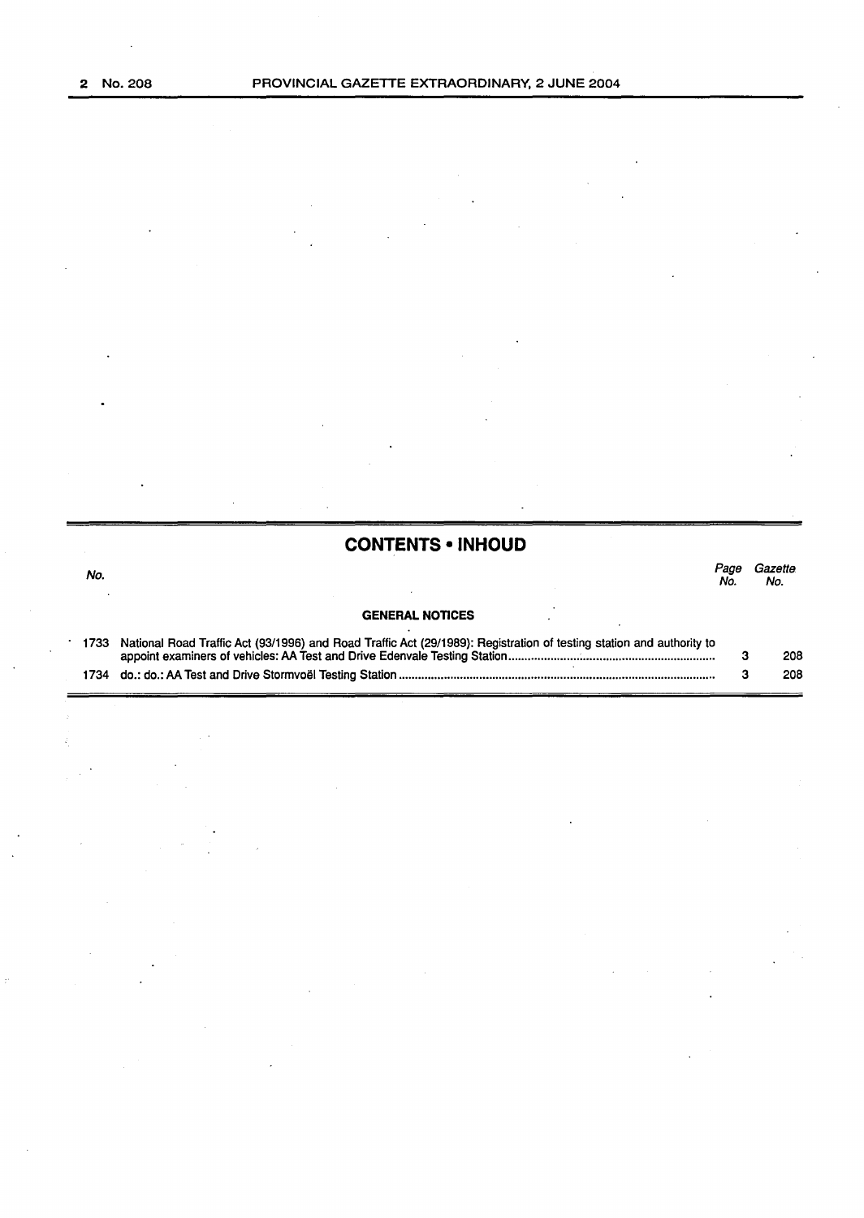## CONTENTS • INHOUD

| No. | | Page No. | Gazette No. |
|---|---|---|---|
| | **GENERAL NOTICES** | | |
| 1733 | National Road Traffic Act (93/1996) and Road Traffic Act (29/1989): Registration of testing station and authority to appoint examiners of vehicles: AA Test and Drive Edenvale Testing Station | 3 | 208 |
| 1734 | do.: do.: AA Test and Drive Stormvoël Testing Station | 3 | 208 |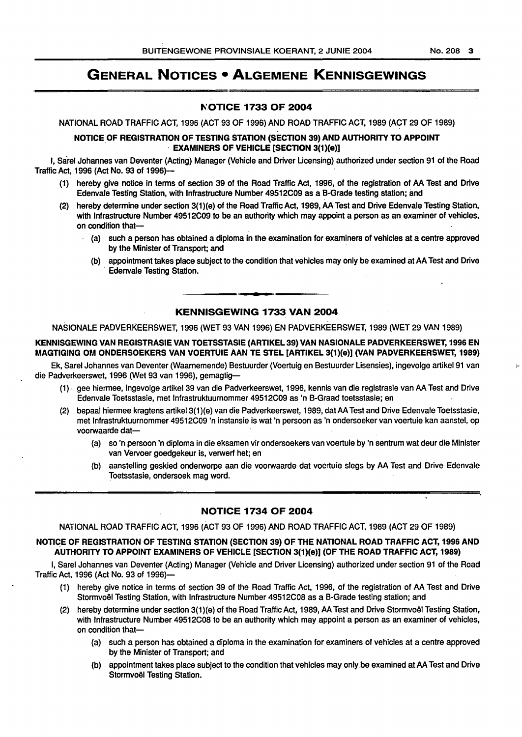# GENERAL NOTICES • ALGEMENE KENNISGEWINGS

## NOTICE 1733 OF 2004

NATIONAL ROAD TRAFFIC ACT, 1996 (ACT 93 OF 1996) AND ROAD TRAFFIC ACT, 1989 (ACT 29 OF 1989)

**NOTICE OF REGISTRATION OF TESTING STATION (SECTION 39) AND AUTHORITY TO APPOINT EXAMINERS OF VEHICLE [SECTION 3(1)(e)]**

I, Sarel Johannes van Deventer (Acting) Manager (Vehicle and Driver Licensing) authorized under section 91 of the Road Traffic Act, 1996 (Act No. 93 of 1996)—

(1) hereby give notice in terms of section 39 of the Road Traffic Act, 1996, of the registration of AA Test and Drive Edenvale Testing Station, with Infrastructure Number 49512C09 as a B-Grade testing station; and

(2) hereby determine under section 3(1)(e) of the Road Traffic Act, 1989, AA Test and Drive Edenvale Testing Station, with Infrastructure Number 49512C09 to be an authority which may appoint a person as an examiner of vehicles, on condition that—

(a) such a person has obtained a diploma in the examination for examiners of vehicles at a centre approved by the Minister of Transport; and

(b) appointment takes place subject to the condition that vehicles may only be examined at AA Test and Drive Edenvale Testing Station.

## KENNISGEWING 1733 VAN 2004

NASIONALE PADVERKEERSWET, 1996 (WET 93 VAN 1996) EN PADVERKEERSWET, 1989 (WET 29 VAN 1989)

**KENNISGEWING VAN REGISTRASIE VAN TOETSSTASIE (ARTIKEL 39) VAN NASIONALE PADVERKEERSWET, 1996 EN MAGTIGING OM ONDERSOEKERS VAN VOERTUIE AAN TE STEL [ARTIKEL 3(1)(e)] (VAN PADVERKEERSWET, 1989)**

Ek, Sarel Johannes van Deventer (Waarnemende) Bestuurder (Voertuig en Bestuurder Lisensies), ingevolge artikel 91 van die Padverkeerswet, 1996 (Wet 93 van 1996), gemagtig—

(1) gee hiermee, ingevolge artikel 39 van die Padverkeerswet, 1996, kennis van die registrasie van AA Test and Drive Edenvale Toetsstasie, met Infrastruktuurnommer 49512C09 as 'n B-Graad toetsstasie; en

(2) bepaal hiermee kragtens artikel 3(1)(e) van die Padverkeerswet, 1989, dat AA Test and Drive Edenvale Toetsstasie, met Infrastruktuurnommer 49512C09 'n instansie is wat 'n persoon as 'n ondersoeker van voertuie kan aanstel, op voorwaarde dat—

(a) so 'n persoon 'n diploma in die eksamen vir ondersoekers van voertuie by 'n sentrum wat deur die Minister van Vervoer goedgekeur is, verwerf het; en

(b) aanstelling geskied onderworpe aan die voorwaarde dat voertuie slegs by AA Test and Drive Edenvale Toetsstasie, ondersoek mag word.

## NOTICE 1734 OF 2004

NATIONAL ROAD TRAFFIC ACT, 1996 (ACT 93 OF 1996) AND ROAD TRAFFIC ACT, 1989 (ACT 29 OF 1989)

**NOTICE OF REGISTRATION OF TESTING STATION (SECTION 39) OF THE NATIONAL ROAD TRAFFIC ACT, 1996 AND AUTHORITY TO APPOINT EXAMINERS OF VEHICLE [SECTION 3(1)(e)] (OF THE ROAD TRAFFIC ACT, 1989)**

I, Sarel Johannes van Deventer (Acting) Manager (Vehicle and Driver Licensing) authorized under section 91 of the Road Traffic Act, 1996 (Act No. 93 of 1996)—

(1) hereby give notice in terms of section 39 of the Road Traffic Act, 1996, of the registration of AA Test and Drive Stormvoël Testing Station, with Infrastructure Number 49512C08 as a B-Grade testing station; and

(2) hereby determine under section 3(1)(e) of the Road Traffic Act, 1989, AA Test and Drive Stormvoël Testing Station, with Infrastructure Number 49512C08 to be an authority which may appoint a person as an examiner of vehicles, on condition that—

(a) such a person has obtained a diploma in the examination for examiners of vehicles at a centre approved by the Minister of Transport; and

(b) appointment takes place subject to the condition that vehicles may only be examined at AA Test and Drive Stormvoël Testing Station.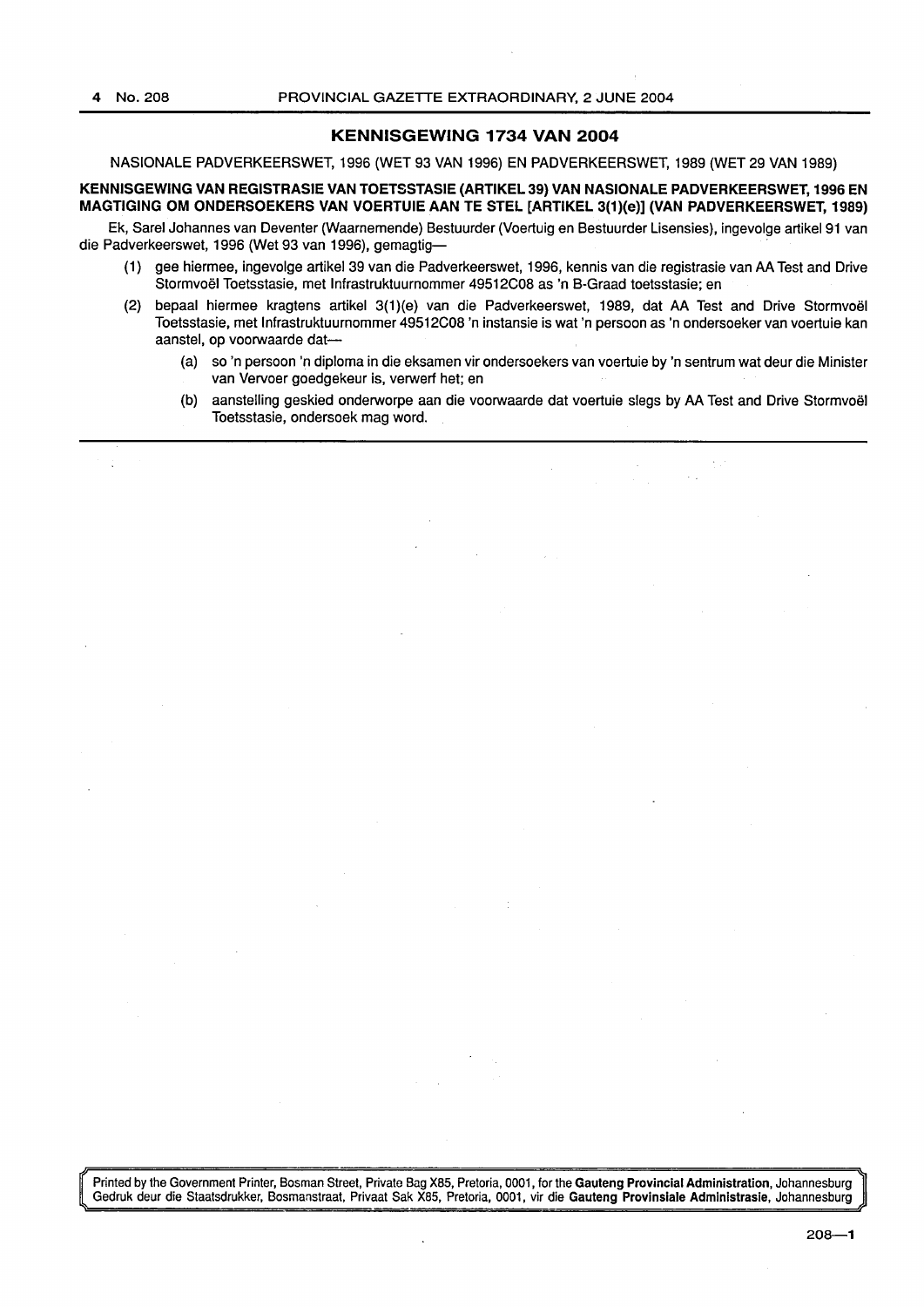## KENNISGEWING 1734 VAN 2004

NASIONALE PADVERKEERSWET, 1996 (WET 93 VAN 1996) EN PADVERKEERSWET, 1989 (WET 29 VAN 1989)

**KENNISGEWING VAN REGISTRASIE VAN TOETSSTASIE (ARTIKEL 39) VAN NASIONALE PADVERKEERSWET, 1996 EN MAGTIGING OM ONDERSOEKERS VAN VOERTUIE AAN TE STEL [ARTIKEL 3(1)(e)] (VAN PADVERKEERSWET, 1989)**

Ek, Sarel Johannes van Deventer (Waarnemende) Bestuurder (Voertuig en Bestuurder Lisensies), ingevolge artikel 91 van die Padverkeerswet, 1996 (Wet 93 van 1996), gemagtig—

(1) gee hiermee, ingevolge artikel 39 van die Padverkeerswet, 1996, kennis van die registrasie van AA Test and Drive Stormvoël Toetsstasie, met Infrastruktuurnommer 49512C08 as 'n B-Graad toetsstasie; en

(2) bepaal hiermee kragtens artikel 3(1)(e) van die Padverkeerswet, 1989, dat AA Test and Drive Stormvoël Toetsstasie, met Infrastruktuurnommer 49512C08 'n instansie is wat 'n persoon as 'n ondersoeker van voertuie kan aanstel, op voorwaarde dat—

(a) so 'n persoon 'n diploma in die eksamen vir ondersoekers van voertuie by 'n sentrum wat deur die Minister van Vervoer goedgekeur is, verwerf het; en

(b) aanstelling geskied onderworpe aan die voorwaarde dat voertuie slegs by AA Test and Drive Stormvoël Toetsstasie, ondersoek mag word.

Printed by the Government Printer, Bosman Street, Private Bag X85, Pretoria, 0001, for the **Gauteng Provincial Administration**, Johannesburg
Gedruk deur die Staatsdrukker, Bosmanstraat, Privaat Sak X85, Pretoria, 0001, vir die **Gauteng Provinsiale Administrasie**, Johannesburg